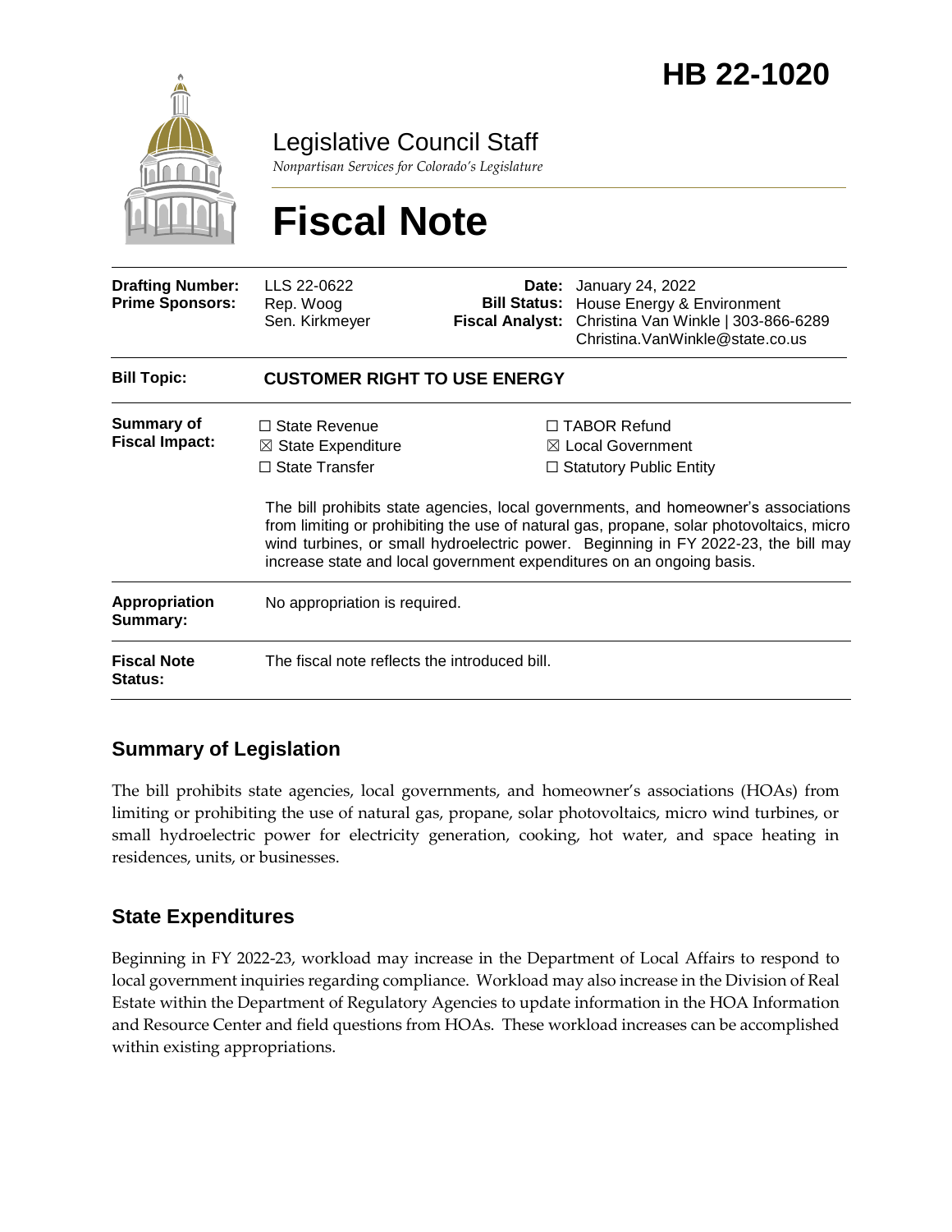# HB 22-1020

Legislative Council Staff

*Nonpartisan Services for Colorado's Legislature*

# Fiscal Note

| | | | |
|---|---|---|---|
| **Drafting Number:** | LLS 22-0622 | **Date:** | January 24, 2022 |
| **Prime Sponsors:** | Rep. Woog<br>Sen. Kirkmeyer | **Bill Status:** | House Energy & Environment |
| | | **Fiscal Analyst:** | Christina Van Winkle \| 303-866-6289<br>Christina.VanWinkle@state.co.us |

| | |
|---|---|
| **Bill Topic:** | **CUSTOMER RIGHT TO USE ENERGY** |
| **Summary of Fiscal Impact:** | ☐ State Revenue ☒ State Expenditure ☐ State Transfer ☐ TABOR Refund ☒ Local Government ☐ Statutory Public Entity<br><br>The bill prohibits state agencies, local governments, and homeowner's associations from limiting or prohibiting the use of natural gas, propane, solar photovoltaics, micro wind turbines, or small hydroelectric power. Beginning in FY 2022-23, the bill may increase state and local government expenditures on an ongoing basis. |
| **Appropriation Summary:** | No appropriation is required. |
| **Fiscal Note Status:** | The fiscal note reflects the introduced bill. |

## Summary of Legislation

The bill prohibits state agencies, local governments, and homeowner's associations (HOAs) from limiting or prohibiting the use of natural gas, propane, solar photovoltaics, micro wind turbines, or small hydroelectric power for electricity generation, cooking, hot water, and space heating in residences, units, or businesses.

## State Expenditures

Beginning in FY 2022-23, workload may increase in the Department of Local Affairs to respond to local government inquiries regarding compliance. Workload may also increase in the Division of Real Estate within the Department of Regulatory Agencies to update information in the HOA Information and Resource Center and field questions from HOAs. These workload increases can be accomplished within existing appropriations.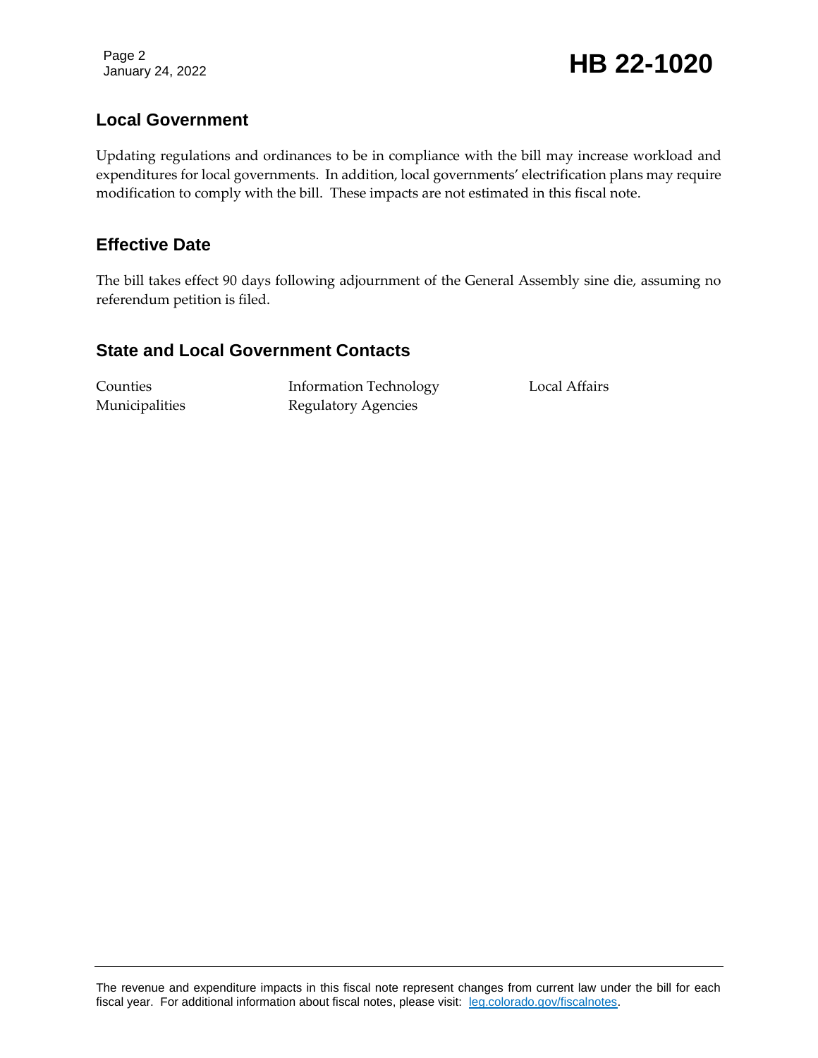## Local Government

Updating regulations and ordinances to be in compliance with the bill may increase workload and expenditures for local governments. In addition, local governments' electrification plans may require modification to comply with the bill. These impacts are not estimated in this fiscal note.

## Effective Date

The bill takes effect 90 days following adjournment of the General Assembly sine die, assuming no referendum petition is filed.

## State and Local Government Contacts

| | | |
|---|---|---|
| Counties | Information Technology | Local Affairs |
| Municipalities | Regulatory Agencies | |

The revenue and expenditure impacts in this fiscal note represent changes from current law under the bill for each fiscal year. For additional information about fiscal notes, please visit: leg.colorado.gov/fiscalnotes.